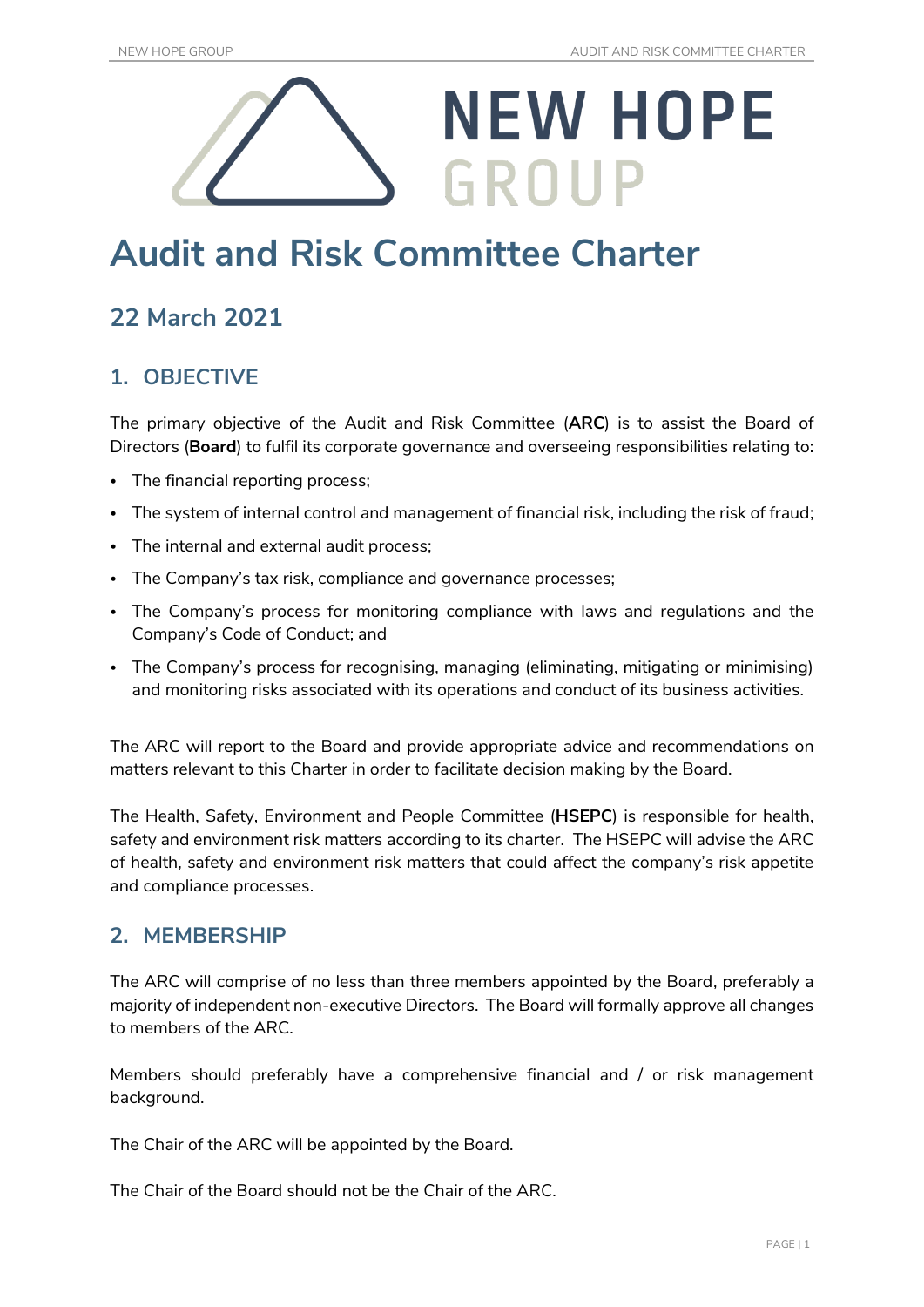# Audit and Risk Committee Charter

## 22 March 2021

## 1. OBJECTIVE

The primary objective of the Audit and Risk Committee (**ARC**) is to assist the Board of Directors (**Board**) to fulfil its corporate governance and overseeing responsibilities relating to:

- The financial reporting process;
- The system of internal control and management of financial risk, including the risk of fraud;
- The internal and external audit process;
- The Company's tax risk, compliance and governance processes;
- The Company's process for monitoring compliance with laws and regulations and the Company's Code of Conduct; and
- The Company's process for recognising, managing (eliminating, mitigating or minimising) and monitoring risks associated with its operations and conduct of its business activities.

The ARC will report to the Board and provide appropriate advice and recommendations on matters relevant to this Charter in order to facilitate decision making by the Board.

The Health, Safety, Environment and People Committee (**HSEPC**) is responsible for health, safety and environment risk matters according to its charter. The HSEPC will advise the ARC of health, safety and environment risk matters that could affect the company's risk appetite and compliance processes.

## 2. MEMBERSHIP

The ARC will comprise of no less than three members appointed by the Board, preferably a majority of independent non-executive Directors. The Board will formally approve all changes to members of the ARC.

Members should preferably have a comprehensive financial and / or risk management background.

The Chair of the ARC will be appointed by the Board.

The Chair of the Board should not be the Chair of the ARC.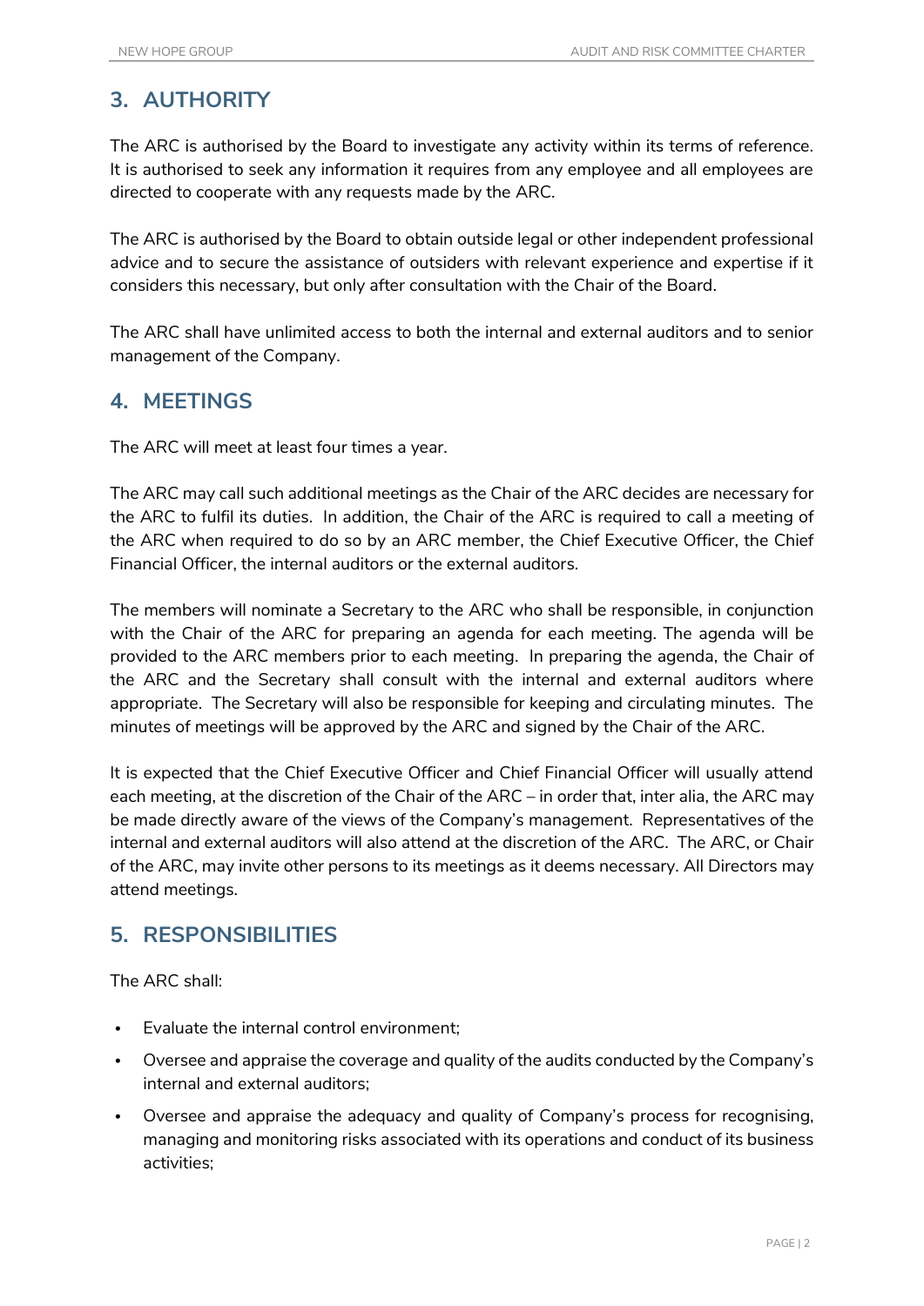## 3. AUTHORITY

The ARC is authorised by the Board to investigate any activity within its terms of reference. It is authorised to seek any information it requires from any employee and all employees are directed to cooperate with any requests made by the ARC.

The ARC is authorised by the Board to obtain outside legal or other independent professional advice and to secure the assistance of outsiders with relevant experience and expertise if it considers this necessary, but only after consultation with the Chair of the Board.

The ARC shall have unlimited access to both the internal and external auditors and to senior management of the Company.

## 4. MEETINGS

The ARC will meet at least four times a year.

The ARC may call such additional meetings as the Chair of the ARC decides are necessary for the ARC to fulfil its duties. In addition, the Chair of the ARC is required to call a meeting of the ARC when required to do so by an ARC member, the Chief Executive Officer, the Chief Financial Officer, the internal auditors or the external auditors.

The members will nominate a Secretary to the ARC who shall be responsible, in conjunction with the Chair of the ARC for preparing an agenda for each meeting. The agenda will be provided to the ARC members prior to each meeting. In preparing the agenda, the Chair of the ARC and the Secretary shall consult with the internal and external auditors where appropriate. The Secretary will also be responsible for keeping and circulating minutes. The minutes of meetings will be approved by the ARC and signed by the Chair of the ARC.

It is expected that the Chief Executive Officer and Chief Financial Officer will usually attend each meeting, at the discretion of the Chair of the ARC – in order that, inter alia, the ARC may be made directly aware of the views of the Company's management. Representatives of the internal and external auditors will also attend at the discretion of the ARC. The ARC, or Chair of the ARC, may invite other persons to its meetings as it deems necessary. All Directors may attend meetings.

## 5. RESPONSIBILITIES

The ARC shall:

- Evaluate the internal control environment;
- Oversee and appraise the coverage and quality of the audits conducted by the Company's internal and external auditors;
- Oversee and appraise the adequacy and quality of Company's process for recognising, managing and monitoring risks associated with its operations and conduct of its business activities;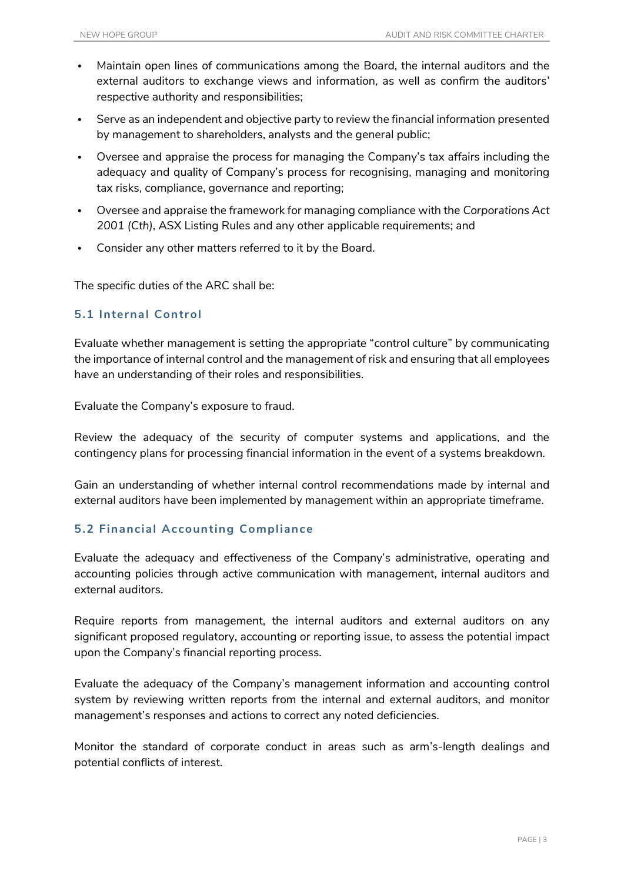- Maintain open lines of communications among the Board, the internal auditors and the external auditors to exchange views and information, as well as confirm the auditors' respective authority and responsibilities;
- Serve as an independent and objective party to review the financial information presented by management to shareholders, analysts and the general public;
- Oversee and appraise the process for managing the Company's tax affairs including the adequacy and quality of Company's process for recognising, managing and monitoring tax risks, compliance, governance and reporting;
- Oversee and appraise the framework for managing compliance with the *Corporations Act 2001 (Cth)*, ASX Listing Rules and any other applicable requirements; and
- Consider any other matters referred to it by the Board.

The specific duties of the ARC shall be:

### 5.1 Internal Control

Evaluate whether management is setting the appropriate "control culture" by communicating the importance of internal control and the management of risk and ensuring that all employees have an understanding of their roles and responsibilities.

Evaluate the Company's exposure to fraud.

Review the adequacy of the security of computer systems and applications, and the contingency plans for processing financial information in the event of a systems breakdown.

Gain an understanding of whether internal control recommendations made by internal and external auditors have been implemented by management within an appropriate timeframe.

### 5.2 Financial Accounting Compliance

Evaluate the adequacy and effectiveness of the Company's administrative, operating and accounting policies through active communication with management, internal auditors and external auditors.

Require reports from management, the internal auditors and external auditors on any significant proposed regulatory, accounting or reporting issue, to assess the potential impact upon the Company's financial reporting process.

Evaluate the adequacy of the Company's management information and accounting control system by reviewing written reports from the internal and external auditors, and monitor management's responses and actions to correct any noted deficiencies.

Monitor the standard of corporate conduct in areas such as arm's-length dealings and potential conflicts of interest.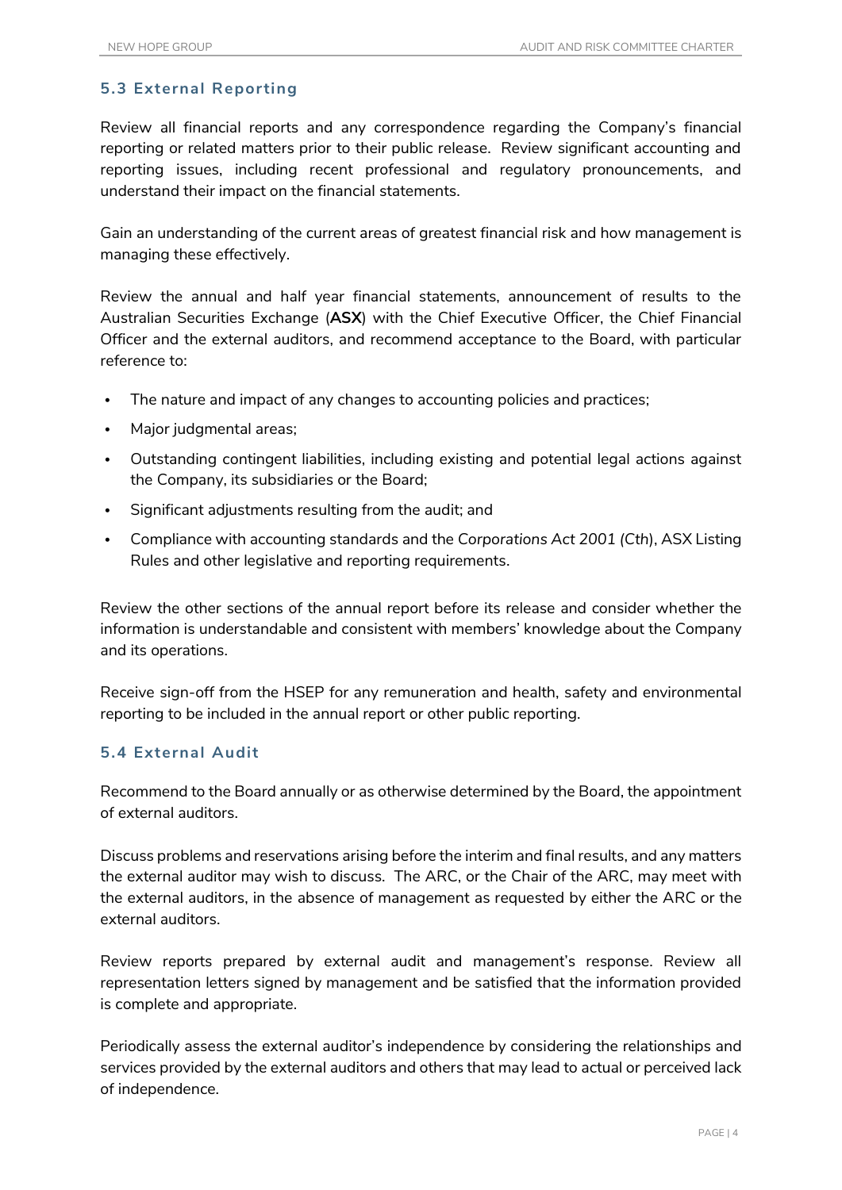### 5.3 External Reporting

Review all financial reports and any correspondence regarding the Company's financial reporting or related matters prior to their public release. Review significant accounting and reporting issues, including recent professional and regulatory pronouncements, and understand their impact on the financial statements.

Gain an understanding of the current areas of greatest financial risk and how management is managing these effectively.

Review the annual and half year financial statements, announcement of results to the Australian Securities Exchange (**ASX**) with the Chief Executive Officer, the Chief Financial Officer and the external auditors, and recommend acceptance to the Board, with particular reference to:

- The nature and impact of any changes to accounting policies and practices;
- Major judgmental areas;
- Outstanding contingent liabilities, including existing and potential legal actions against the Company, its subsidiaries or the Board;
- Significant adjustments resulting from the audit; and
- Compliance with accounting standards and the *Corporations Act 2001 (Cth)*, ASX Listing Rules and other legislative and reporting requirements.

Review the other sections of the annual report before its release and consider whether the information is understandable and consistent with members' knowledge about the Company and its operations.

Receive sign-off from the HSEP for any remuneration and health, safety and environmental reporting to be included in the annual report or other public reporting.

### 5.4 External Audit

Recommend to the Board annually or as otherwise determined by the Board, the appointment of external auditors.

Discuss problems and reservations arising before the interim and final results, and any matters the external auditor may wish to discuss. The ARC, or the Chair of the ARC, may meet with the external auditors, in the absence of management as requested by either the ARC or the external auditors.

Review reports prepared by external audit and management's response. Review all representation letters signed by management and be satisfied that the information provided is complete and appropriate.

Periodically assess the external auditor's independence by considering the relationships and services provided by the external auditors and others that may lead to actual or perceived lack of independence.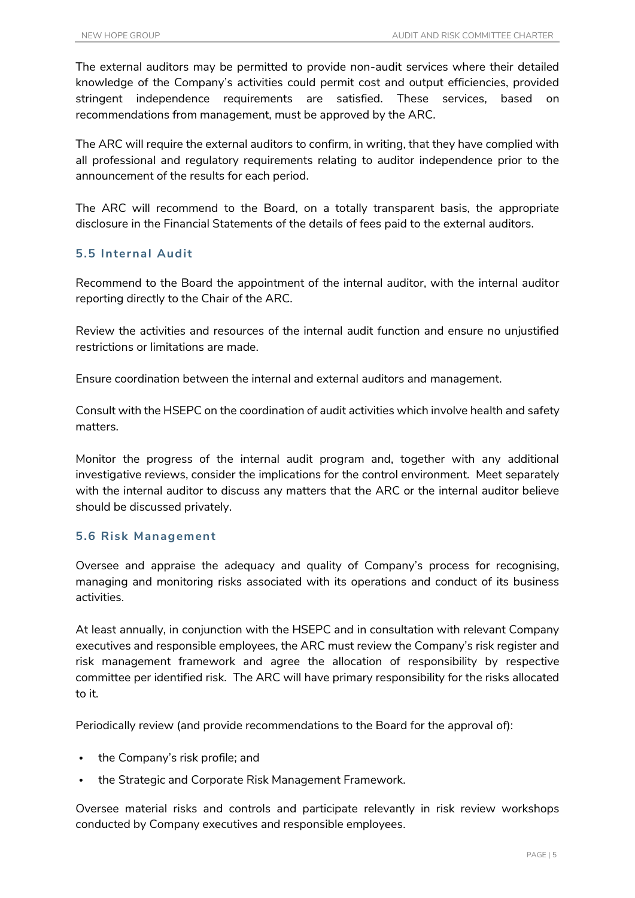The external auditors may be permitted to provide non-audit services where their detailed knowledge of the Company's activities could permit cost and output efficiencies, provided stringent independence requirements are satisfied. These services, based on recommendations from management, must be approved by the ARC.

The ARC will require the external auditors to confirm, in writing, that they have complied with all professional and regulatory requirements relating to auditor independence prior to the announcement of the results for each period.

The ARC will recommend to the Board, on a totally transparent basis, the appropriate disclosure in the Financial Statements of the details of fees paid to the external auditors.

### 5.5 Internal Audit

Recommend to the Board the appointment of the internal auditor, with the internal auditor reporting directly to the Chair of the ARC.

Review the activities and resources of the internal audit function and ensure no unjustified restrictions or limitations are made.

Ensure coordination between the internal and external auditors and management.

Consult with the HSEPC on the coordination of audit activities which involve health and safety matters.

Monitor the progress of the internal audit program and, together with any additional investigative reviews, consider the implications for the control environment. Meet separately with the internal auditor to discuss any matters that the ARC or the internal auditor believe should be discussed privately.

### 5.6 Risk Management

Oversee and appraise the adequacy and quality of Company's process for recognising, managing and monitoring risks associated with its operations and conduct of its business activities.

At least annually, in conjunction with the HSEPC and in consultation with relevant Company executives and responsible employees, the ARC must review the Company's risk register and risk management framework and agree the allocation of responsibility by respective committee per identified risk. The ARC will have primary responsibility for the risks allocated to it.

Periodically review (and provide recommendations to the Board for the approval of):

- the Company's risk profile; and
- the Strategic and Corporate Risk Management Framework.

Oversee material risks and controls and participate relevantly in risk review workshops conducted by Company executives and responsible employees.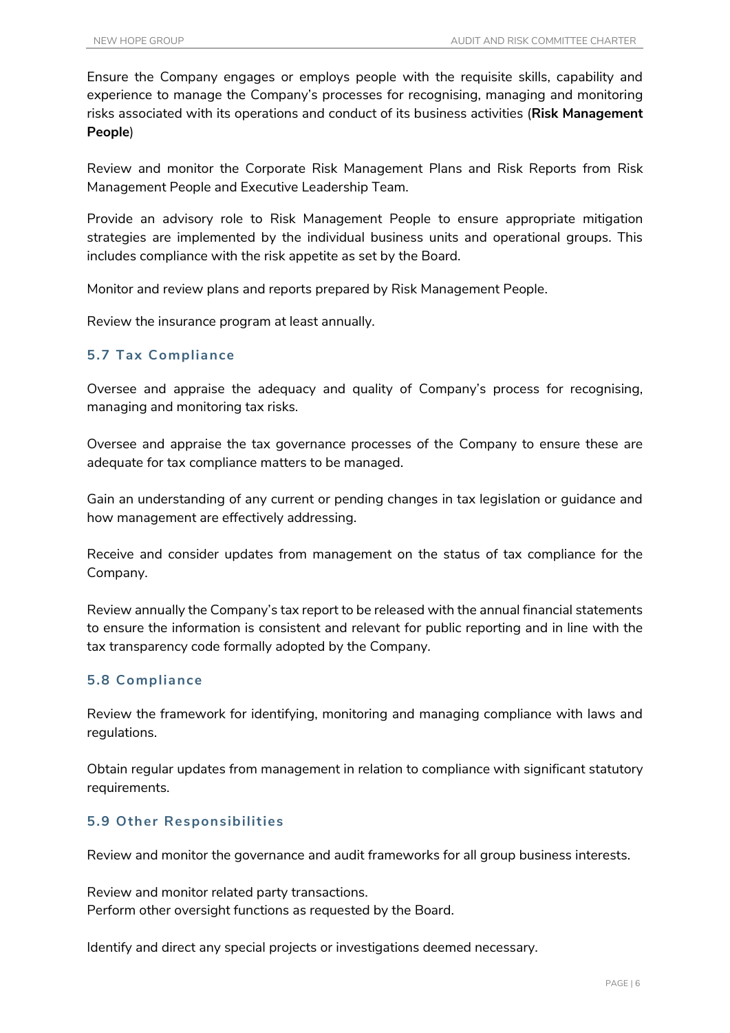Ensure the Company engages or employs people with the requisite skills, capability and experience to manage the Company's processes for recognising, managing and monitoring risks associated with its operations and conduct of its business activities (**Risk Management People**)

Review and monitor the Corporate Risk Management Plans and Risk Reports from Risk Management People and Executive Leadership Team.

Provide an advisory role to Risk Management People to ensure appropriate mitigation strategies are implemented by the individual business units and operational groups. This includes compliance with the risk appetite as set by the Board.

Monitor and review plans and reports prepared by Risk Management People.

Review the insurance program at least annually.

### 5.7 Tax Compliance

Oversee and appraise the adequacy and quality of Company's process for recognising, managing and monitoring tax risks.

Oversee and appraise the tax governance processes of the Company to ensure these are adequate for tax compliance matters to be managed.

Gain an understanding of any current or pending changes in tax legislation or guidance and how management are effectively addressing.

Receive and consider updates from management on the status of tax compliance for the Company.

Review annually the Company's tax report to be released with the annual financial statements to ensure the information is consistent and relevant for public reporting and in line with the tax transparency code formally adopted by the Company.

### 5.8 Compliance

Review the framework for identifying, monitoring and managing compliance with laws and regulations.

Obtain regular updates from management in relation to compliance with significant statutory requirements.

### 5.9 Other Responsibilities

Review and monitor the governance and audit frameworks for all group business interests.

Review and monitor related party transactions.
Perform other oversight functions as requested by the Board.

Identify and direct any special projects or investigations deemed necessary.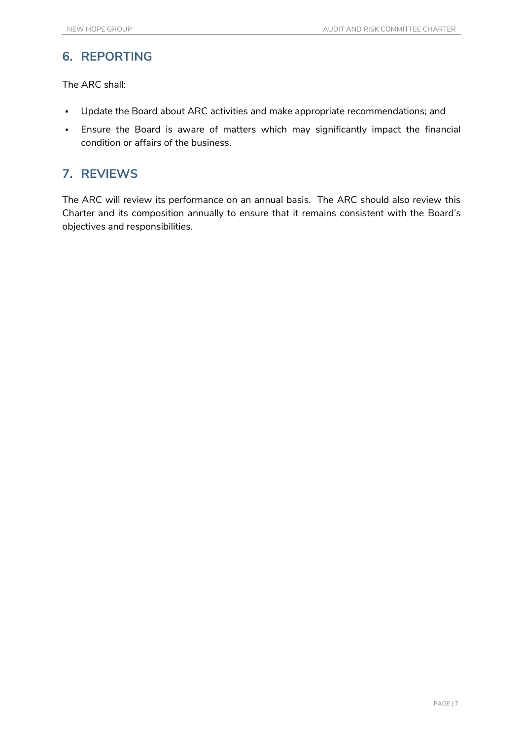## 6. REPORTING

The ARC shall:

- Update the Board about ARC activities and make appropriate recommendations; and
- Ensure the Board is aware of matters which may significantly impact the financial condition or affairs of the business.

## 7. REVIEWS

The ARC will review its performance on an annual basis. The ARC should also review this Charter and its composition annually to ensure that it remains consistent with the Board's objectives and responsibilities.